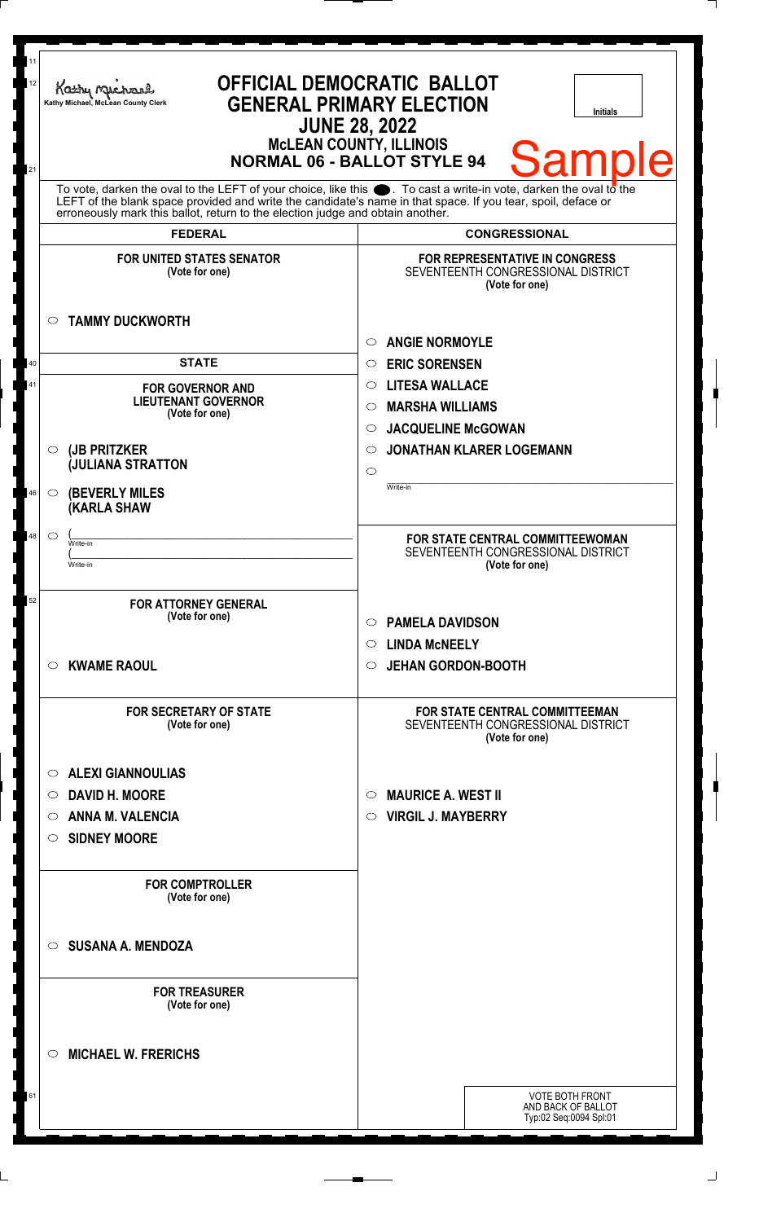Kathy Michael, McLean County Clerk

# OFFICIAL DEMOCRATIC BALLOT
## GENERAL PRIMARY ELECTION
## JUNE 28, 2022
### McLEAN COUNTY, ILLINOIS
### NORMAL 06 - BALLOT STYLE 94

Initials

**Sample**

To vote, darken the oval to the LEFT of your choice, like this ●. To cast a write-in vote, darken the oval to the LEFT of the blank space provided and write the candidate's name in that space. If you tear, spoil, deface or erroneously mark this ballot, return to the election judge and obtain another.

## FEDERAL

**FOR UNITED STATES SENATOR**
(Vote for one)

- ○ **TAMMY DUCKWORTH**

## STATE

**FOR GOVERNOR AND LIEUTENANT GOVERNOR**
(Vote for one)

- ○ **(JB PRITZKER (JULIANA STRATTON**
- ○ **(BEVERLY MILES (KARLA SHAW**
- ○ ( ______ Write-in ( ______ Write-in

**FOR ATTORNEY GENERAL**
(Vote for one)

- ○ **KWAME RAOUL**

**FOR SECRETARY OF STATE**
(Vote for one)

- ○ **ALEXI GIANNOULIAS**
- ○ **DAVID H. MOORE**
- ○ **ANNA M. VALENCIA**
- ○ **SIDNEY MOORE**

**FOR COMPTROLLER**
(Vote for one)

- ○ **SUSANA A. MENDOZA**

**FOR TREASURER**
(Vote for one)

- ○ **MICHAEL W. FRERICHS**

## CONGRESSIONAL

**FOR REPRESENTATIVE IN CONGRESS**
SEVENTEENTH CONGRESSIONAL DISTRICT
(Vote for one)

- ○ **ANGIE NORMOYLE**
- ○ **ERIC SORENSEN**
- ○ **LITESA WALLACE**
- ○ **MARSHA WILLIAMS**
- ○ **JACQUELINE McGOWAN**
- ○ **JONATHAN KLARER LOGEMANN**
- ○ ______ Write-in

**FOR STATE CENTRAL COMMITTEEWOMAN**
SEVENTEENTH CONGRESSIONAL DISTRICT
(Vote for one)

- ○ **PAMELA DAVIDSON**
- ○ **LINDA McNEELY**
- ○ **JEHAN GORDON-BOOTH**

**FOR STATE CENTRAL COMMITTEEMAN**
SEVENTEENTH CONGRESSIONAL DISTRICT
(Vote for one)

- ○ **MAURICE A. WEST II**
- ○ **VIRGIL J. MAYBERRY**

VOTE BOTH FRONT AND BACK OF BALLOT
Typ:02 Seq:0094 Spl:01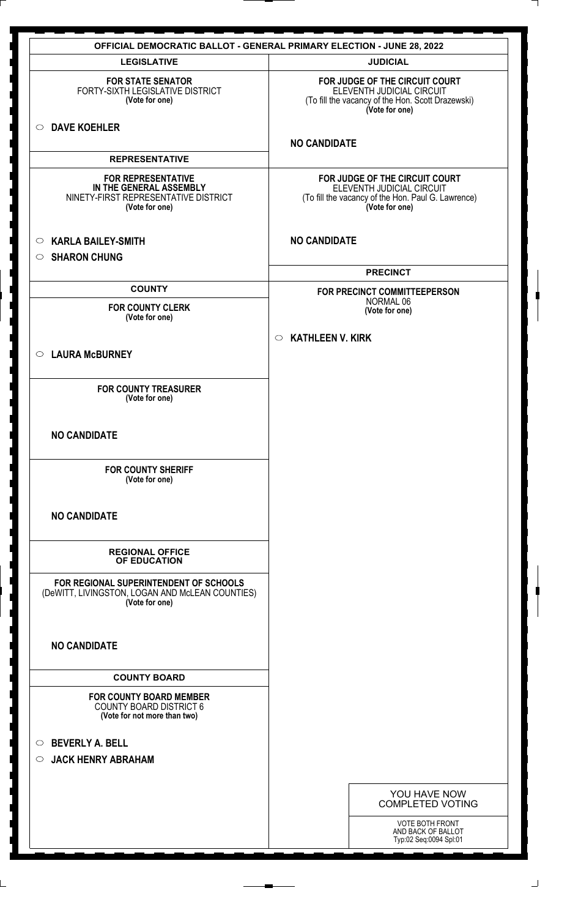# OFFICIAL DEMOCRATIC BALLOT - GENERAL PRIMARY ELECTION - JUNE 28, 2022

## LEGISLATIVE

**FOR STATE SENATOR**
FORTY-SIXTH LEGISLATIVE DISTRICT
**(Vote for one)**

○ **DAVE KOEHLER**

## REPRESENTATIVE

**FOR REPRESENTATIVE IN THE GENERAL ASSEMBLY**
NINETY-FIRST REPRESENTATIVE DISTRICT
**(Vote for one)**

○ **KARLA BAILEY-SMITH**
○ **SHARON CHUNG**

## COUNTY

**FOR COUNTY CLERK**
**(Vote for one)**

○ **LAURA McBURNEY**

**FOR COUNTY TREASURER**
**(Vote for one)**

**NO CANDIDATE**

**FOR COUNTY SHERIFF**
**(Vote for one)**

**NO CANDIDATE**

## REGIONAL OFFICE OF EDUCATION

**FOR REGIONAL SUPERINTENDENT OF SCHOOLS**
(DeWITT, LIVINGSTON, LOGAN AND McLEAN COUNTIES)
**(Vote for one)**

**NO CANDIDATE**

## COUNTY BOARD

**FOR COUNTY BOARD MEMBER**
COUNTY BOARD DISTRICT 6
**(Vote for not more than two)**

○ **BEVERLY A. BELL**
○ **JACK HENRY ABRAHAM**

## JUDICIAL

**FOR JUDGE OF THE CIRCUIT COURT**
ELEVENTH JUDICIAL CIRCUIT
(To fill the vacancy of the Hon. Scott Drazewski)
**(Vote for one)**

**NO CANDIDATE**

**FOR JUDGE OF THE CIRCUIT COURT**
ELEVENTH JUDICIAL CIRCUIT
(To fill the vacancy of the Hon. Paul G. Lawrence)
**(Vote for one)**

**NO CANDIDATE**

## PRECINCT

**FOR PRECINCT COMMITTEEPERSON**
NORMAL 06
**(Vote for one)**

○ **KATHLEEN V. KIRK**

YOU HAVE NOW COMPLETED VOTING

VOTE BOTH FRONT AND BACK OF BALLOT
Typ:02 Seq:0094 Spl:01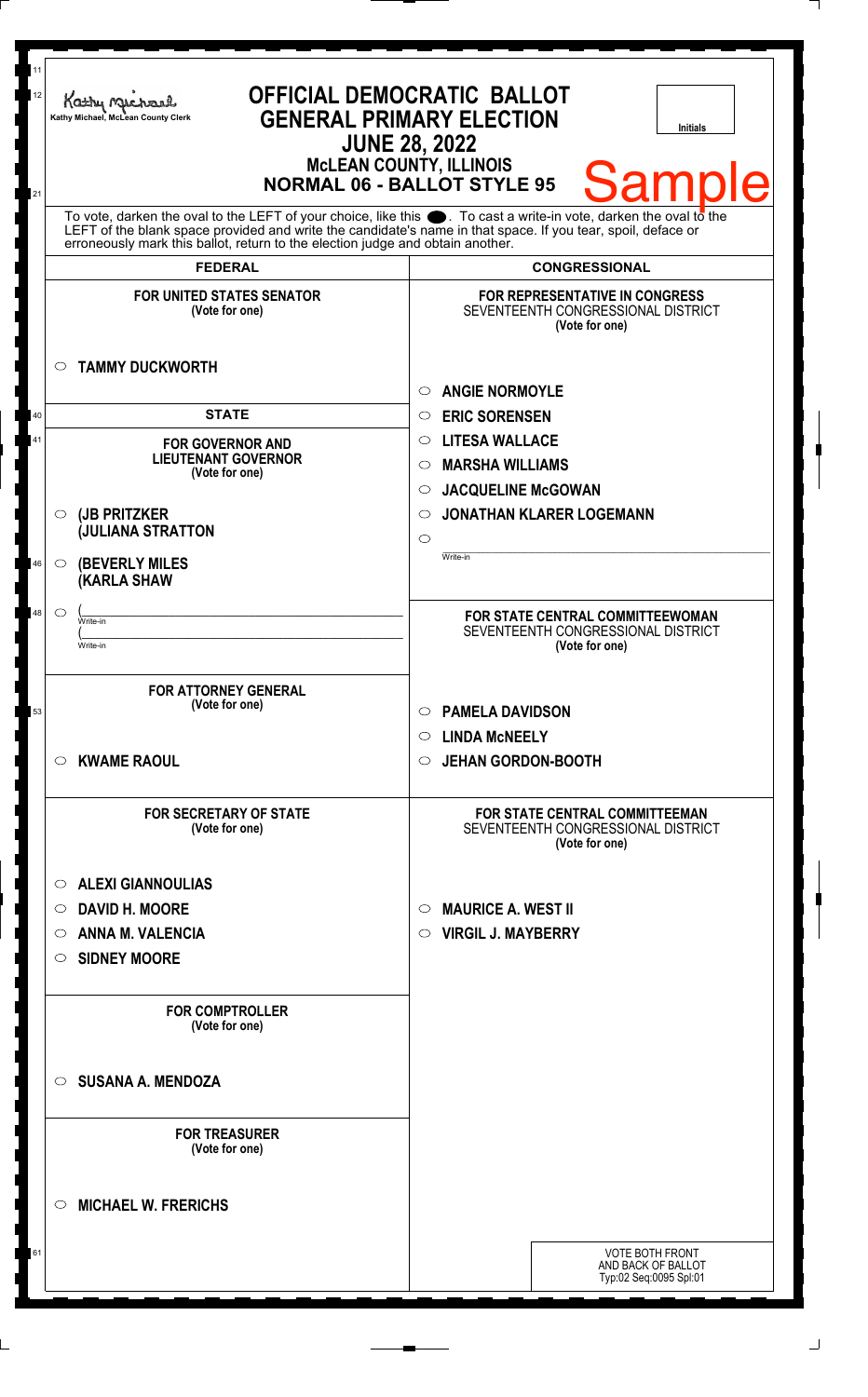Kathy Michael, McLean County Clerk

# OFFICIAL DEMOCRATIC BALLOT
## GENERAL PRIMARY ELECTION
## JUNE 28, 2022
### McLEAN COUNTY, ILLINOIS
### NORMAL 06 - BALLOT STYLE 95

Initials

**Sample**

To vote, darken the oval to the LEFT of your choice, like this ●. To cast a write-in vote, darken the oval to the LEFT of the blank space provided and write the candidate's name in that space. If you tear, spoil, deface or erroneously mark this ballot, return to the election judge and obtain another.

## FEDERAL

**FOR UNITED STATES SENATOR**
(Vote for one)

- ○ **TAMMY DUCKWORTH**

## STATE

**FOR GOVERNOR AND LIEUTENANT GOVERNOR**
(Vote for one)

- ○ **(JB PRITZKER**
  **(JULIANA STRATTON**
- ○ **(BEVERLY MILES**
  **(KARLA SHAW**
- ○ (\_\_\_\_\_\_\_\_\_\_\_\_\_\_\_\_ Write-in
  (\_\_\_\_\_\_\_\_\_\_\_\_\_\_\_\_ Write-in

**FOR ATTORNEY GENERAL**
(Vote for one)

- ○ **KWAME RAOUL**

**FOR SECRETARY OF STATE**
(Vote for one)

- ○ **ALEXI GIANNOULIAS**
- ○ **DAVID H. MOORE**
- ○ **ANNA M. VALENCIA**
- ○ **SIDNEY MOORE**

**FOR COMPTROLLER**
(Vote for one)

- ○ **SUSANA A. MENDOZA**

**FOR TREASURER**
(Vote for one)

- ○ **MICHAEL W. FRERICHS**

## CONGRESSIONAL

**FOR REPRESENTATIVE IN CONGRESS**
SEVENTEENTH CONGRESSIONAL DISTRICT
(Vote for one)

- ○ **ANGIE NORMOYLE**
- ○ **ERIC SORENSEN**
- ○ **LITESA WALLACE**
- ○ **MARSHA WILLIAMS**
- ○ **JACQUELINE McGOWAN**
- ○ **JONATHAN KLARER LOGEMANN**
- ○ \_\_\_\_\_\_\_\_\_\_\_\_\_\_\_\_ Write-in

**FOR STATE CENTRAL COMMITTEEWOMAN**
SEVENTEENTH CONGRESSIONAL DISTRICT
(Vote for one)

- ○ **PAMELA DAVIDSON**
- ○ **LINDA McNEELY**
- ○ **JEHAN GORDON-BOOTH**

**FOR STATE CENTRAL COMMITTEEMAN**
SEVENTEENTH CONGRESSIONAL DISTRICT
(Vote for one)

- ○ **MAURICE A. WEST II**
- ○ **VIRGIL J. MAYBERRY**

VOTE BOTH FRONT AND BACK OF BALLOT
Typ:02 Seq:0095 Spl:01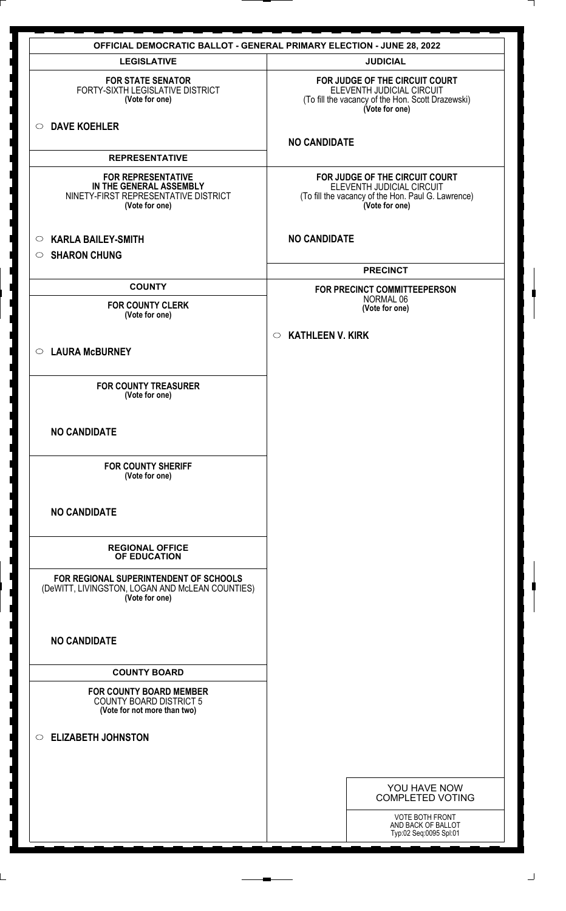# OFFICIAL DEMOCRATIC BALLOT - GENERAL PRIMARY ELECTION - JUNE 28, 2022

## LEGISLATIVE

**FOR STATE SENATOR**
FORTY-SIXTH LEGISLATIVE DISTRICT
**(Vote for one)**

- ○ **DAVE KOEHLER**

## REPRESENTATIVE

**FOR REPRESENTATIVE IN THE GENERAL ASSEMBLY**
NINETY-FIRST REPRESENTATIVE DISTRICT
**(Vote for one)**

- ○ **KARLA BAILEY-SMITH**
- ○ **SHARON CHUNG**

## COUNTY

**FOR COUNTY CLERK**
**(Vote for one)**

- ○ **LAURA McBURNEY**

**FOR COUNTY TREASURER**
**(Vote for one)**

**NO CANDIDATE**

**FOR COUNTY SHERIFF**
**(Vote for one)**

**NO CANDIDATE**

## REGIONAL OFFICE OF EDUCATION

**FOR REGIONAL SUPERINTENDENT OF SCHOOLS**
(DeWITT, LIVINGSTON, LOGAN AND McLEAN COUNTIES)
**(Vote for one)**

**NO CANDIDATE**

## COUNTY BOARD

**FOR COUNTY BOARD MEMBER**
COUNTY BOARD DISTRICT 5
**(Vote for not more than two)**

- ○ **ELIZABETH JOHNSTON**

## JUDICIAL

**FOR JUDGE OF THE CIRCUIT COURT**
ELEVENTH JUDICIAL CIRCUIT
(To fill the vacancy of the Hon. Scott Drazewski)
**(Vote for one)**

**NO CANDIDATE**

**FOR JUDGE OF THE CIRCUIT COURT**
ELEVENTH JUDICIAL CIRCUIT
(To fill the vacancy of the Hon. Paul G. Lawrence)
**(Vote for one)**

**NO CANDIDATE**

## PRECINCT

**FOR PRECINCT COMMITTEEPERSON**
NORMAL 06
**(Vote for one)**

- ○ **KATHLEEN V. KIRK**

YOU HAVE NOW COMPLETED VOTING

VOTE BOTH FRONT AND BACK OF BALLOT
Typ:02 Seq:0095 Spl:01